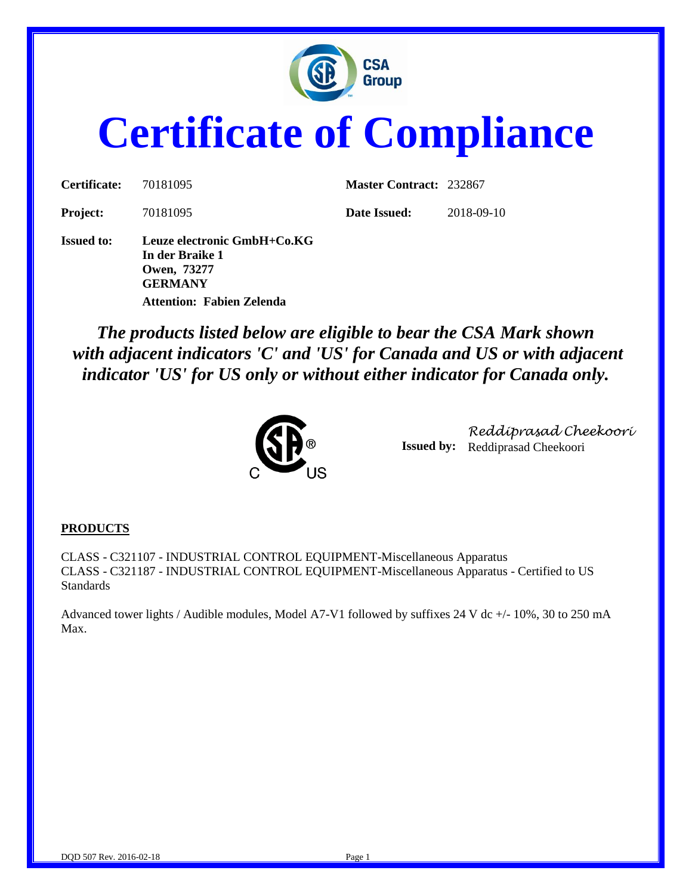# Certificate of Compliance

| | | | |
|---|---|---|---|
| **Certificate:** | 70181095 | **Master Contract:** | 232867 |
| **Project:** | 70181095 | **Date Issued:** | 2018-09-10 |

**Issued to:** **Leuze electronic GmbH+Co.KG**
**In der Braike 1**
**Owen, 73277**
**GERMANY**
**Attention: Fabien Zelenda**

***The products listed below are eligible to bear the CSA Mark shown with adjacent indicators 'C' and 'US' for Canada and US or with adjacent indicator 'US' for US only or without either indicator for Canada only.***

*Reddiprasad Cheekoori*
**Issued by:** Reddiprasad Cheekoori

**PRODUCTS**

CLASS - C321107 - INDUSTRIAL CONTROL EQUIPMENT-Miscellaneous Apparatus
CLASS - C321187 - INDUSTRIAL CONTROL EQUIPMENT-Miscellaneous Apparatus - Certified to US Standards

Advanced tower lights / Audible modules, Model A7-V1 followed by suffixes 24 V dc +/- 10%, 30 to 250 mA Max.

DQD 507 Rev. 2016-02-18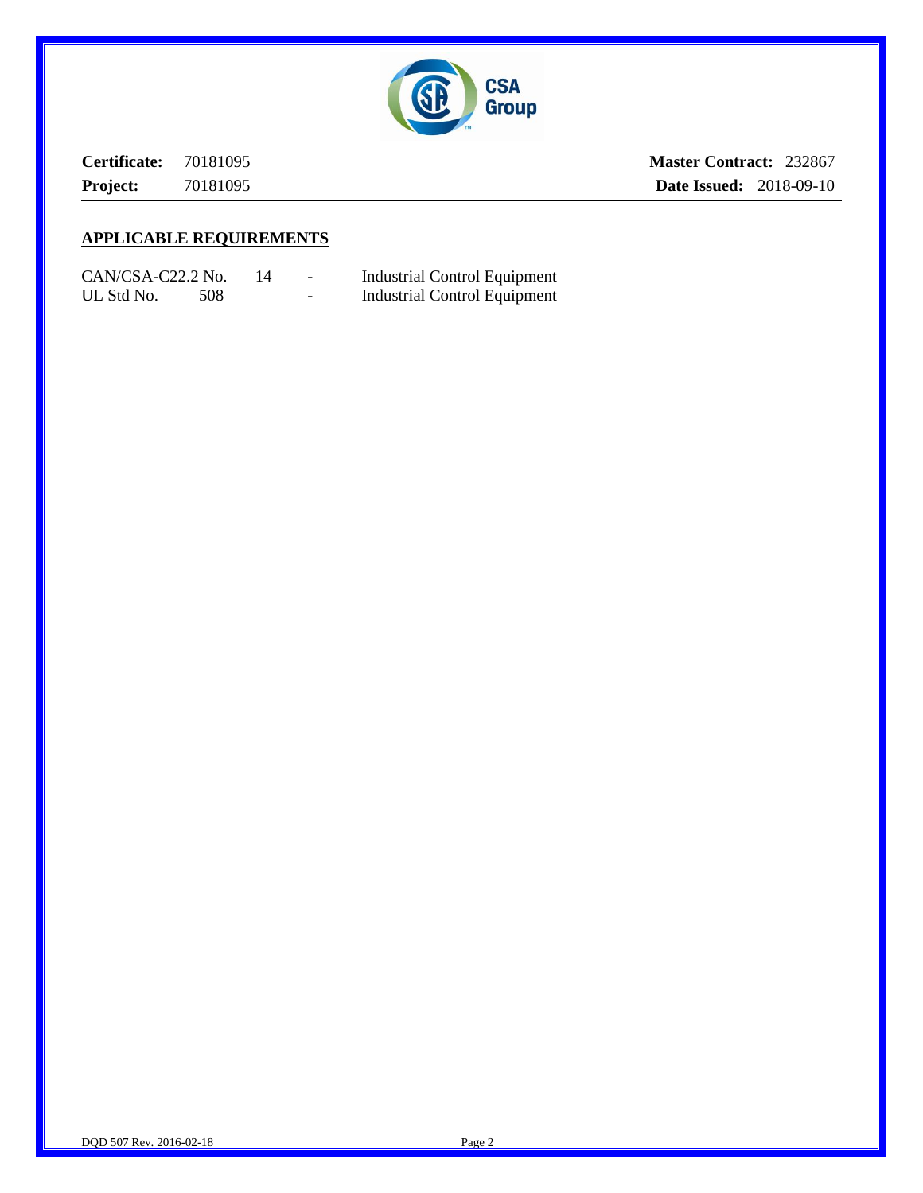| | | | |
|---|---|---|---|
| **Certificate:** | 70181095 | **Master Contract:** | 232867 |
| **Project:** | 70181095 | **Date Issued:** | 2018-09-10 |

## APPLICABLE REQUIREMENTS

| | | | |
|---|---|---|---|
| CAN/CSA-C22.2 No. | 14 | - | Industrial Control Equipment |
| UL Std No. | 508 | - | Industrial Control Equipment |

DQD 507 Rev. 2016-02-18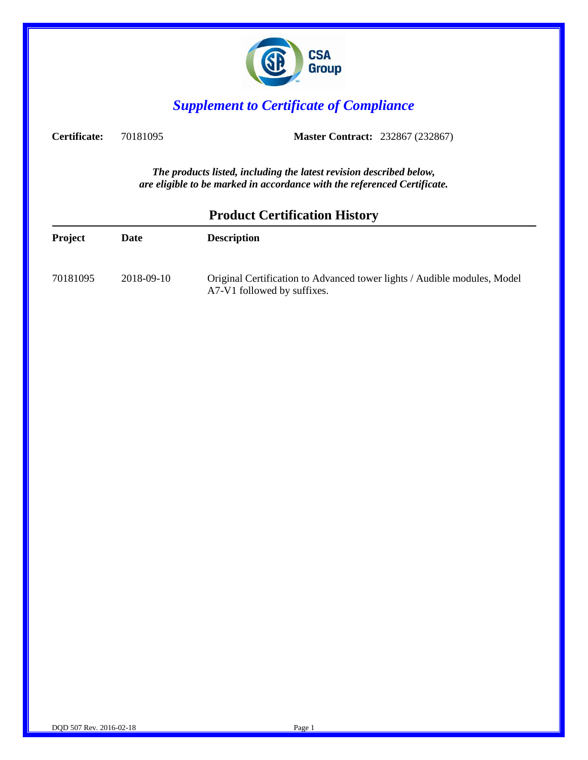# *Supplement to Certificate of Compliance*

**Certificate:** 70181095 **Master Contract:** 232867 (232867)

***The products listed, including the latest revision described below, are eligible to be marked in accordance with the referenced Certificate.***

## Product Certification History

| Project | Date | Description |
|---|---|---|
| 70181095 | 2018-09-10 | Original Certification to Advanced tower lights / Audible modules, Model A7-V1 followed by suffixes. |

DQD 507 Rev. 2016-02-18